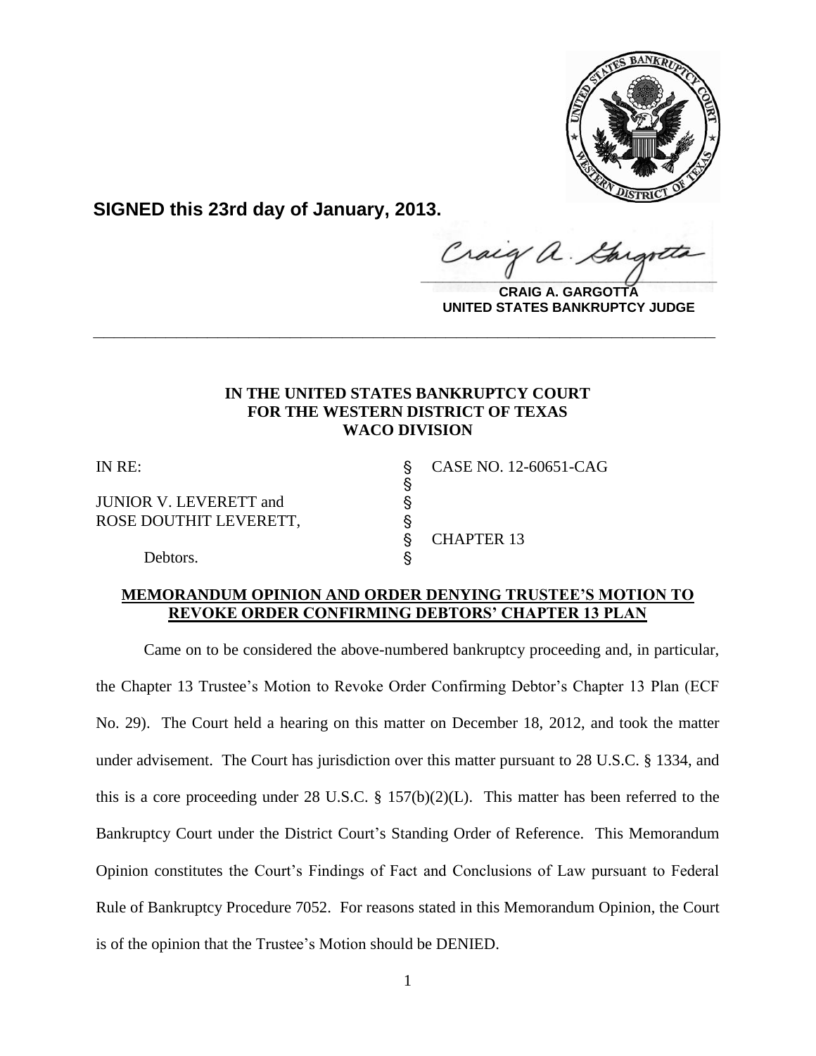**SIGNED this 23rd day of January, 2013.**

**CRAIG A. GARGOTTA**
**UNITED STATES BANKRUPTCY JUDGE**

---

**IN THE UNITED STATES BANKRUPTCY COURT**
**FOR THE WESTERN DISTRICT OF TEXAS**
**WACO DIVISION**

| | | |
|---|---|---|
| IN RE: | § | CASE NO. 12-60651-CAG |
| | § | |
| JUNIOR V. LEVERETT and | § | |
| ROSE DOUTHIT LEVERETT, | § | |
| | § | CHAPTER 13 |
| Debtors. | § | |

**MEMORANDUM OPINION AND ORDER DENYING TRUSTEE'S MOTION TO REVOKE ORDER CONFIRMING DEBTORS' CHAPTER 13 PLAN**

Came on to be considered the above-numbered bankruptcy proceeding and, in particular, the Chapter 13 Trustee's Motion to Revoke Order Confirming Debtor's Chapter 13 Plan (ECF No. 29). The Court held a hearing on this matter on December 18, 2012, and took the matter under advisement. The Court has jurisdiction over this matter pursuant to 28 U.S.C. § 1334, and this is a core proceeding under 28 U.S.C. § 157(b)(2)(L). This matter has been referred to the Bankruptcy Court under the District Court's Standing Order of Reference. This Memorandum Opinion constitutes the Court's Findings of Fact and Conclusions of Law pursuant to Federal Rule of Bankruptcy Procedure 7052. For reasons stated in this Memorandum Opinion, the Court is of the opinion that the Trustee's Motion should be DENIED.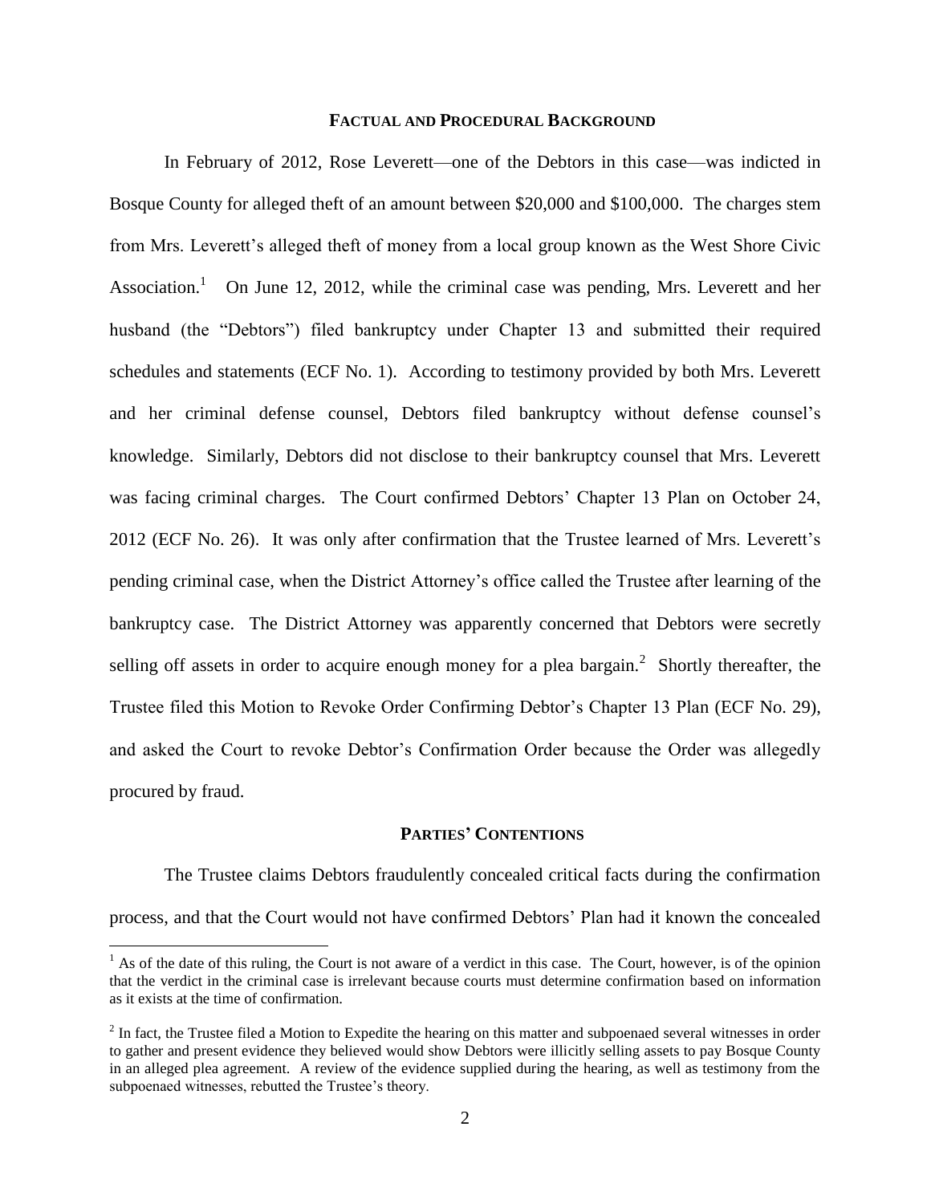## FACTUAL AND PROCEDURAL BACKGROUND

In February of 2012, Rose Leverett—one of the Debtors in this case—was indicted in Bosque County for alleged theft of an amount between $20,000 and $100,000. The charges stem from Mrs. Leverett's alleged theft of money from a local group known as the West Shore Civic Association.[1] On June 12, 2012, while the criminal case was pending, Mrs. Leverett and her husband (the "Debtors") filed bankruptcy under Chapter 13 and submitted their required schedules and statements (ECF No. 1). According to testimony provided by both Mrs. Leverett and her criminal defense counsel, Debtors filed bankruptcy without defense counsel's knowledge. Similarly, Debtors did not disclose to their bankruptcy counsel that Mrs. Leverett was facing criminal charges. The Court confirmed Debtors' Chapter 13 Plan on October 24, 2012 (ECF No. 26). It was only after confirmation that the Trustee learned of Mrs. Leverett's pending criminal case, when the District Attorney's office called the Trustee after learning of the bankruptcy case. The District Attorney was apparently concerned that Debtors were secretly selling off assets in order to acquire enough money for a plea bargain.[2] Shortly thereafter, the Trustee filed this Motion to Revoke Order Confirming Debtor's Chapter 13 Plan (ECF No. 29), and asked the Court to revoke Debtor's Confirmation Order because the Order was allegedly procured by fraud.

## PARTIES' CONTENTIONS

The Trustee claims Debtors fraudulently concealed critical facts during the confirmation process, and that the Court would not have confirmed Debtors' Plan had it known the concealed

[1] As of the date of this ruling, the Court is not aware of a verdict in this case. The Court, however, is of the opinion that the verdict in the criminal case is irrelevant because courts must determine confirmation based on information as it exists at the time of confirmation.

[2] In fact, the Trustee filed a Motion to Expedite the hearing on this matter and subpoenaed several witnesses in order to gather and present evidence they believed would show Debtors were illicitly selling assets to pay Bosque County in an alleged plea agreement. A review of the evidence supplied during the hearing, as well as testimony from the subpoenaed witnesses, rebutted the Trustee's theory.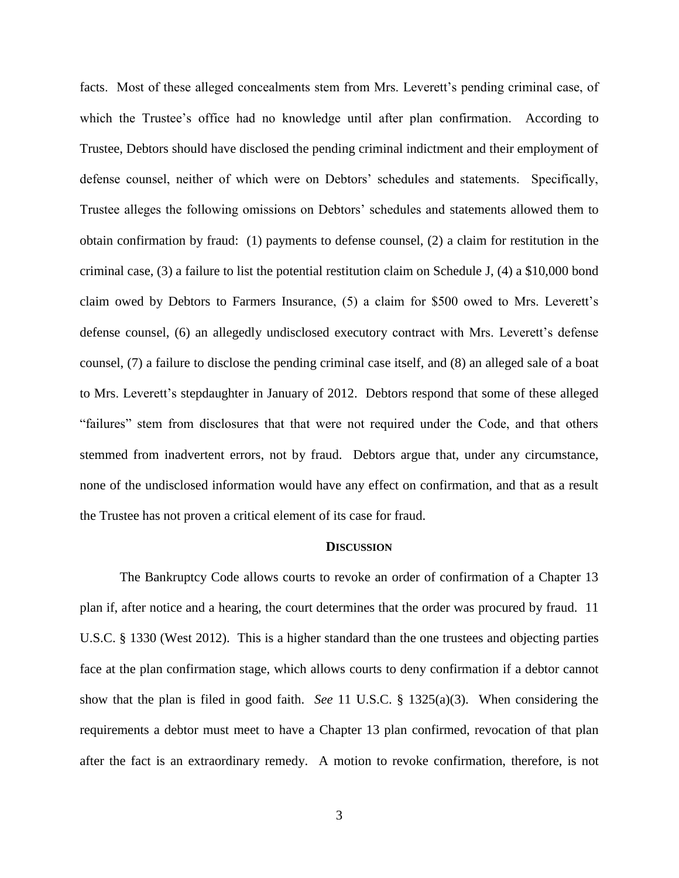facts. Most of these alleged concealments stem from Mrs. Leverett's pending criminal case, of which the Trustee's office had no knowledge until after plan confirmation. According to Trustee, Debtors should have disclosed the pending criminal indictment and their employment of defense counsel, neither of which were on Debtors' schedules and statements. Specifically, Trustee alleges the following omissions on Debtors' schedules and statements allowed them to obtain confirmation by fraud: (1) payments to defense counsel, (2) a claim for restitution in the criminal case, (3) a failure to list the potential restitution claim on Schedule J, (4) a $10,000 bond claim owed by Debtors to Farmers Insurance, (5) a claim for $500 owed to Mrs. Leverett's defense counsel, (6) an allegedly undisclosed executory contract with Mrs. Leverett's defense counsel, (7) a failure to disclose the pending criminal case itself, and (8) an alleged sale of a boat to Mrs. Leverett's stepdaughter in January of 2012. Debtors respond that some of these alleged "failures" stem from disclosures that that were not required under the Code, and that others stemmed from inadvertent errors, not by fraud. Debtors argue that, under any circumstance, none of the undisclosed information would have any effect on confirmation, and that as a result the Trustee has not proven a critical element of its case for fraud.

## DISCUSSION

The Bankruptcy Code allows courts to revoke an order of confirmation of a Chapter 13 plan if, after notice and a hearing, the court determines that the order was procured by fraud. 11 U.S.C. § 1330 (West 2012). This is a higher standard than the one trustees and objecting parties face at the plan confirmation stage, which allows courts to deny confirmation if a debtor cannot show that the plan is filed in good faith. *See* 11 U.S.C. § 1325(a)(3). When considering the requirements a debtor must meet to have a Chapter 13 plan confirmed, revocation of that plan after the fact is an extraordinary remedy. A motion to revoke confirmation, therefore, is not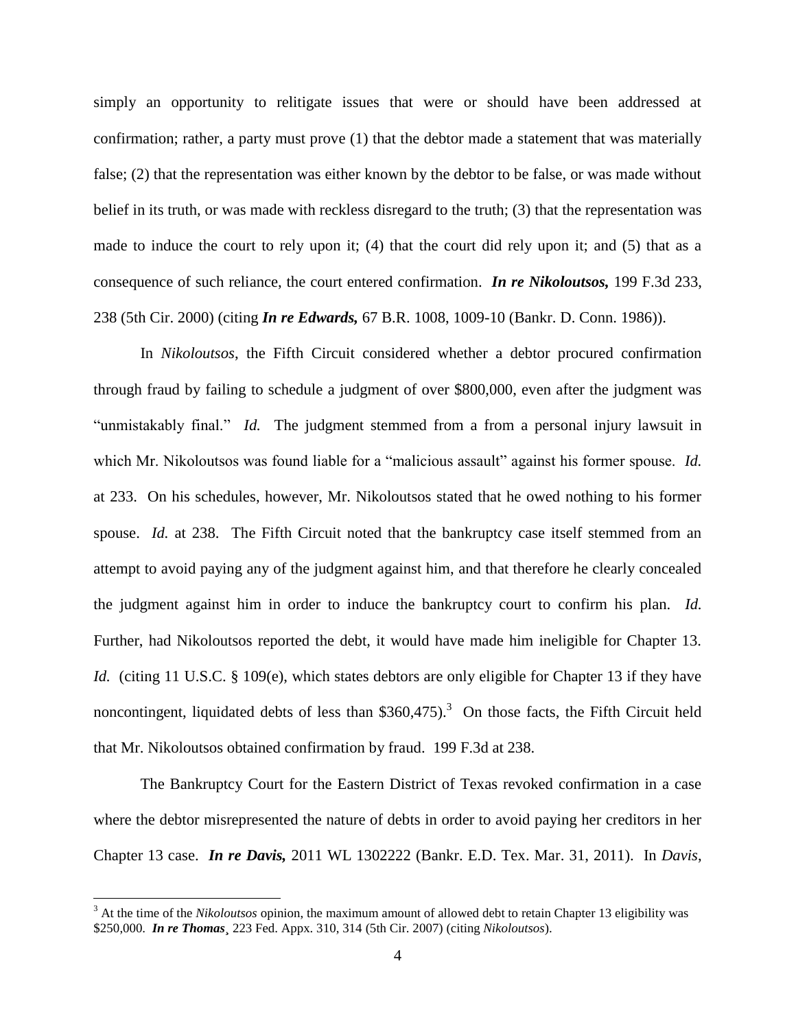simply an opportunity to relitigate issues that were or should have been addressed at confirmation; rather, a party must prove (1) that the debtor made a statement that was materially false; (2) that the representation was either known by the debtor to be false, or was made without belief in its truth, or was made with reckless disregard to the truth; (3) that the representation was made to induce the court to rely upon it; (4) that the court did rely upon it; and (5) that as a consequence of such reliance, the court entered confirmation. ***In re Nikoloutsos,*** 199 F.3d 233, 238 (5th Cir. 2000) (citing ***In re Edwards,*** 67 B.R. 1008, 1009-10 (Bankr. D. Conn. 1986)).

In *Nikoloutsos*, the Fifth Circuit considered whether a debtor procured confirmation through fraud by failing to schedule a judgment of over $800,000, even after the judgment was "unmistakably final." *Id.* The judgment stemmed from a from a personal injury lawsuit in which Mr. Nikoloutsos was found liable for a "malicious assault" against his former spouse. *Id.* at 233. On his schedules, however, Mr. Nikoloutsos stated that he owed nothing to his former spouse. *Id.* at 238. The Fifth Circuit noted that the bankruptcy case itself stemmed from an attempt to avoid paying any of the judgment against him, and that therefore he clearly concealed the judgment against him in order to induce the bankruptcy court to confirm his plan. *Id.* Further, had Nikoloutsos reported the debt, it would have made him ineligible for Chapter 13. *Id.* (citing 11 U.S.C. § 109(e), which states debtors are only eligible for Chapter 13 if they have noncontingent, liquidated debts of less than $360,475).[3] On those facts, the Fifth Circuit held that Mr. Nikoloutsos obtained confirmation by fraud. 199 F.3d at 238.

The Bankruptcy Court for the Eastern District of Texas revoked confirmation in a case where the debtor misrepresented the nature of debts in order to avoid paying her creditors in her Chapter 13 case. ***In re Davis,*** 2011 WL 1302222 (Bankr. E.D. Tex. Mar. 31, 2011). In *Davis*,

---

[3] At the time of the *Nikoloutsos* opinion, the maximum amount of allowed debt to retain Chapter 13 eligibility was $250,000. ***In re Thomas¸*** 223 Fed. Appx. 310, 314 (5th Cir. 2007) (citing *Nikoloutsos*).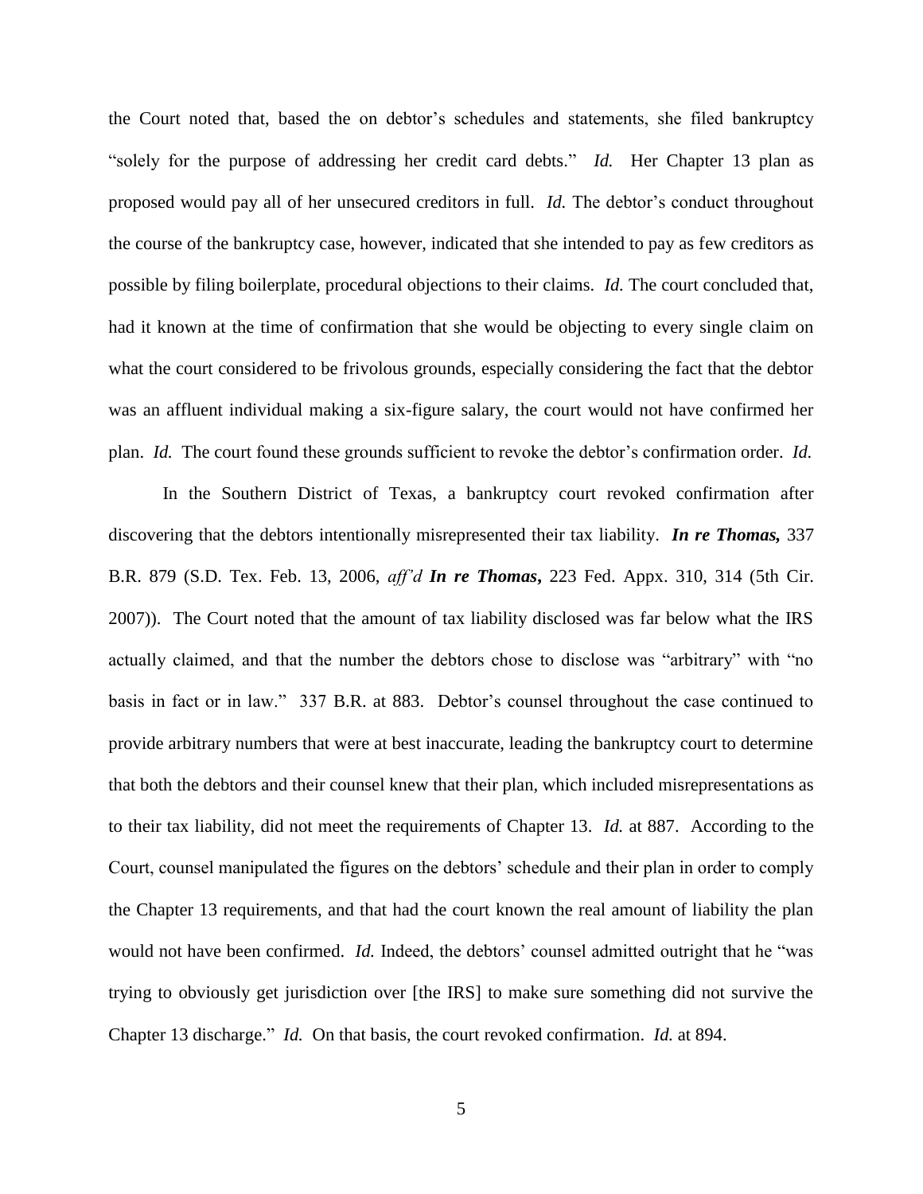the Court noted that, based the on debtor's schedules and statements, she filed bankruptcy "solely for the purpose of addressing her credit card debts." *Id.* Her Chapter 13 plan as proposed would pay all of her unsecured creditors in full. *Id.* The debtor's conduct throughout the course of the bankruptcy case, however, indicated that she intended to pay as few creditors as possible by filing boilerplate, procedural objections to their claims. *Id.* The court concluded that, had it known at the time of confirmation that she would be objecting to every single claim on what the court considered to be frivolous grounds, especially considering the fact that the debtor was an affluent individual making a six-figure salary, the court would not have confirmed her plan. *Id.* The court found these grounds sufficient to revoke the debtor's confirmation order. *Id.*

In the Southern District of Texas, a bankruptcy court revoked confirmation after discovering that the debtors intentionally misrepresented their tax liability. ***In re Thomas,*** 337 B.R. 879 (S.D. Tex. Feb. 13, 2006, *aff'd* ***In re Thomas*****,** 223 Fed. Appx. 310, 314 (5th Cir. 2007)). The Court noted that the amount of tax liability disclosed was far below what the IRS actually claimed, and that the number the debtors chose to disclose was "arbitrary" with "no basis in fact or in law." 337 B.R. at 883. Debtor's counsel throughout the case continued to provide arbitrary numbers that were at best inaccurate, leading the bankruptcy court to determine that both the debtors and their counsel knew that their plan, which included misrepresentations as to their tax liability, did not meet the requirements of Chapter 13. *Id.* at 887. According to the Court, counsel manipulated the figures on the debtors' schedule and their plan in order to comply the Chapter 13 requirements, and that had the court known the real amount of liability the plan would not have been confirmed. *Id.* Indeed, the debtors' counsel admitted outright that he "was trying to obviously get jurisdiction over [the IRS] to make sure something did not survive the Chapter 13 discharge." *Id.* On that basis, the court revoked confirmation. *Id.* at 894.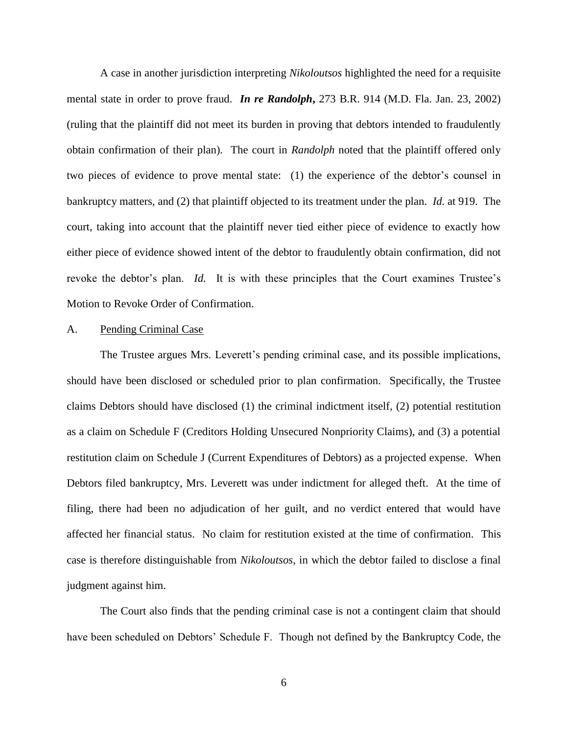A case in another jurisdiction interpreting *Nikoloutsos* highlighted the need for a requisite mental state in order to prove fraud. ***In re Randolph***, 273 B.R. 914 (M.D. Fla. Jan. 23, 2002) (ruling that the plaintiff did not meet its burden in proving that debtors intended to fraudulently obtain confirmation of their plan). The court in *Randolph* noted that the plaintiff offered only two pieces of evidence to prove mental state: (1) the experience of the debtor's counsel in bankruptcy matters, and (2) that plaintiff objected to its treatment under the plan. *Id.* at 919. The court, taking into account that the plaintiff never tied either piece of evidence to exactly how either piece of evidence showed intent of the debtor to fraudulently obtain confirmation, did not revoke the debtor's plan. *Id.* It is with these principles that the Court examines Trustee's Motion to Revoke Order of Confirmation.

A. <u>Pending Criminal Case</u>

The Trustee argues Mrs. Leverett's pending criminal case, and its possible implications, should have been disclosed or scheduled prior to plan confirmation. Specifically, the Trustee claims Debtors should have disclosed (1) the criminal indictment itself, (2) potential restitution as a claim on Schedule F (Creditors Holding Unsecured Nonpriority Claims), and (3) a potential restitution claim on Schedule J (Current Expenditures of Debtors) as a projected expense. When Debtors filed bankruptcy, Mrs. Leverett was under indictment for alleged theft. At the time of filing, there had been no adjudication of her guilt, and no verdict entered that would have affected her financial status. No claim for restitution existed at the time of confirmation. This case is therefore distinguishable from *Nikoloutsos*, in which the debtor failed to disclose a final judgment against him.

The Court also finds that the pending criminal case is not a contingent claim that should have been scheduled on Debtors' Schedule F. Though not defined by the Bankruptcy Code, the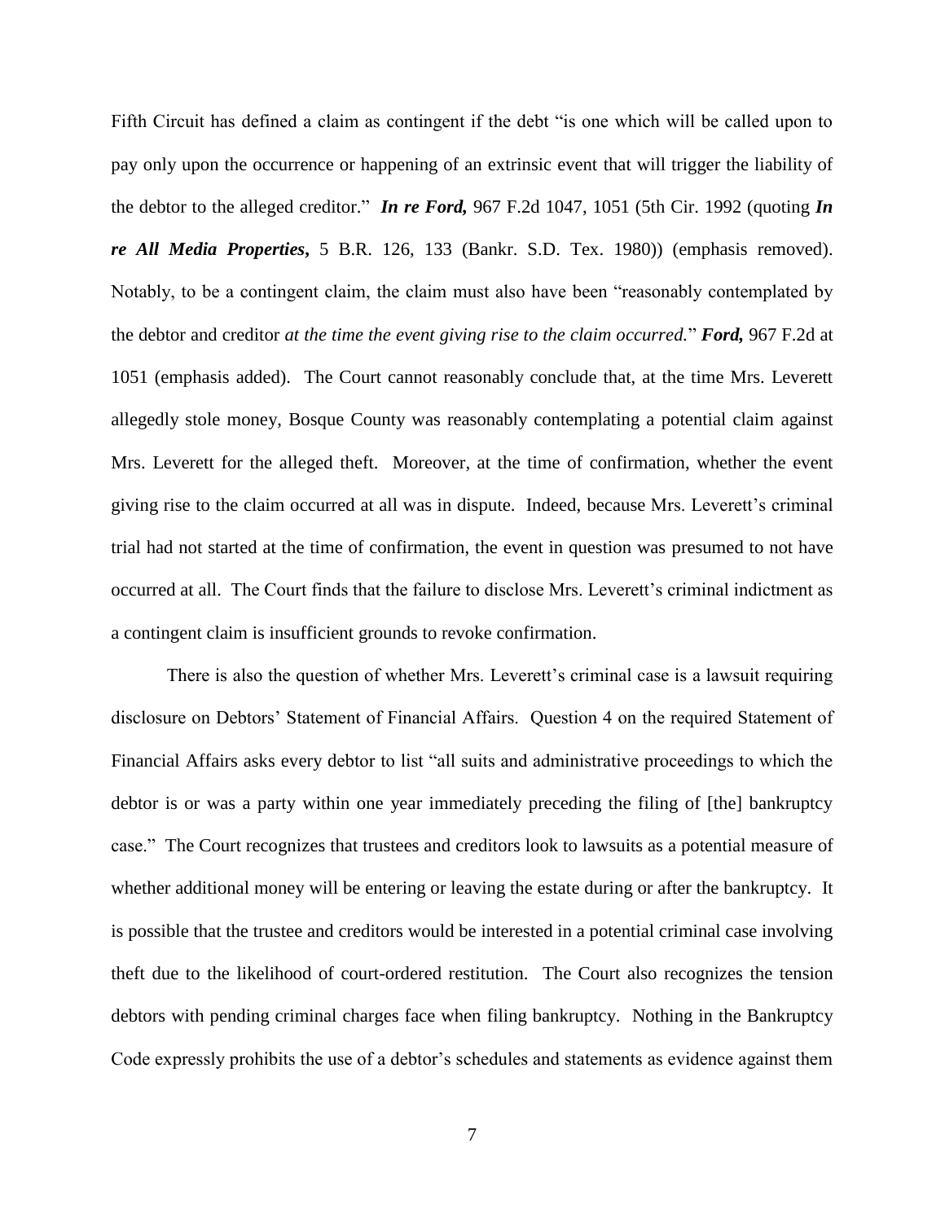Fifth Circuit has defined a claim as contingent if the debt "is one which will be called upon to pay only upon the occurrence or happening of an extrinsic event that will trigger the liability of the debtor to the alleged creditor." ***In re Ford,*** 967 F.2d 1047, 1051 (5th Cir. 1992 (quoting ***In re All Media Properties***, 5 B.R. 126, 133 (Bankr. S.D. Tex. 1980)) (emphasis removed). Notably, to be a contingent claim, the claim must also have been "reasonably contemplated by the debtor and creditor *at the time the event giving rise to the claim occurred.*" ***Ford,*** 967 F.2d at 1051 (emphasis added). The Court cannot reasonably conclude that, at the time Mrs. Leverett allegedly stole money, Bosque County was reasonably contemplating a potential claim against Mrs. Leverett for the alleged theft. Moreover, at the time of confirmation, whether the event giving rise to the claim occurred at all was in dispute. Indeed, because Mrs. Leverett's criminal trial had not started at the time of confirmation, the event in question was presumed to not have occurred at all. The Court finds that the failure to disclose Mrs. Leverett's criminal indictment as a contingent claim is insufficient grounds to revoke confirmation.

There is also the question of whether Mrs. Leverett's criminal case is a lawsuit requiring disclosure on Debtors' Statement of Financial Affairs. Question 4 on the required Statement of Financial Affairs asks every debtor to list "all suits and administrative proceedings to which the debtor is or was a party within one year immediately preceding the filing of [the] bankruptcy case." The Court recognizes that trustees and creditors look to lawsuits as a potential measure of whether additional money will be entering or leaving the estate during or after the bankruptcy. It is possible that the trustee and creditors would be interested in a potential criminal case involving theft due to the likelihood of court-ordered restitution. The Court also recognizes the tension debtors with pending criminal charges face when filing bankruptcy. Nothing in the Bankruptcy Code expressly prohibits the use of a debtor's schedules and statements as evidence against them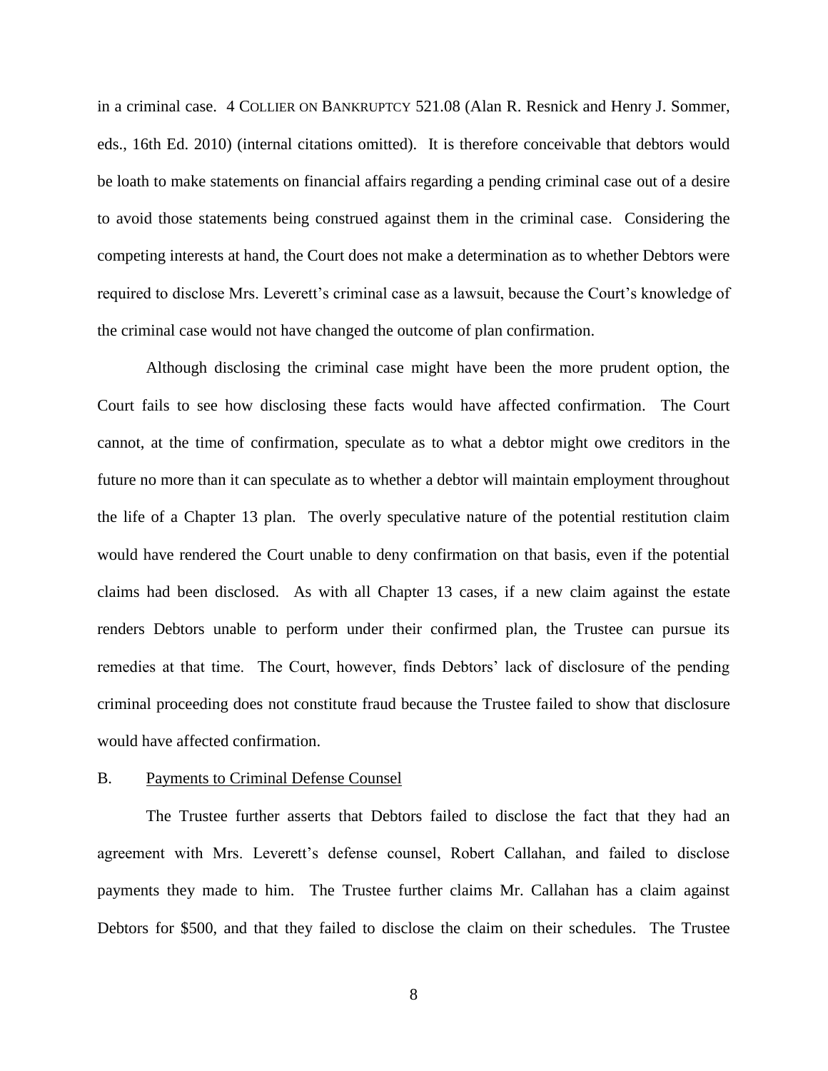in a criminal case. 4 COLLIER ON BANKRUPTCY 521.08 (Alan R. Resnick and Henry J. Sommer, eds., 16th Ed. 2010) (internal citations omitted). It is therefore conceivable that debtors would be loath to make statements on financial affairs regarding a pending criminal case out of a desire to avoid those statements being construed against them in the criminal case. Considering the competing interests at hand, the Court does not make a determination as to whether Debtors were required to disclose Mrs. Leverett's criminal case as a lawsuit, because the Court's knowledge of the criminal case would not have changed the outcome of plan confirmation.

Although disclosing the criminal case might have been the more prudent option, the Court fails to see how disclosing these facts would have affected confirmation. The Court cannot, at the time of confirmation, speculate as to what a debtor might owe creditors in the future no more than it can speculate as to whether a debtor will maintain employment throughout the life of a Chapter 13 plan. The overly speculative nature of the potential restitution claim would have rendered the Court unable to deny confirmation on that basis, even if the potential claims had been disclosed. As with all Chapter 13 cases, if a new claim against the estate renders Debtors unable to perform under their confirmed plan, the Trustee can pursue its remedies at that time. The Court, however, finds Debtors' lack of disclosure of the pending criminal proceeding does not constitute fraud because the Trustee failed to show that disclosure would have affected confirmation.

B. Payments to Criminal Defense Counsel

The Trustee further asserts that Debtors failed to disclose the fact that they had an agreement with Mrs. Leverett's defense counsel, Robert Callahan, and failed to disclose payments they made to him. The Trustee further claims Mr. Callahan has a claim against Debtors for $500, and that they failed to disclose the claim on their schedules. The Trustee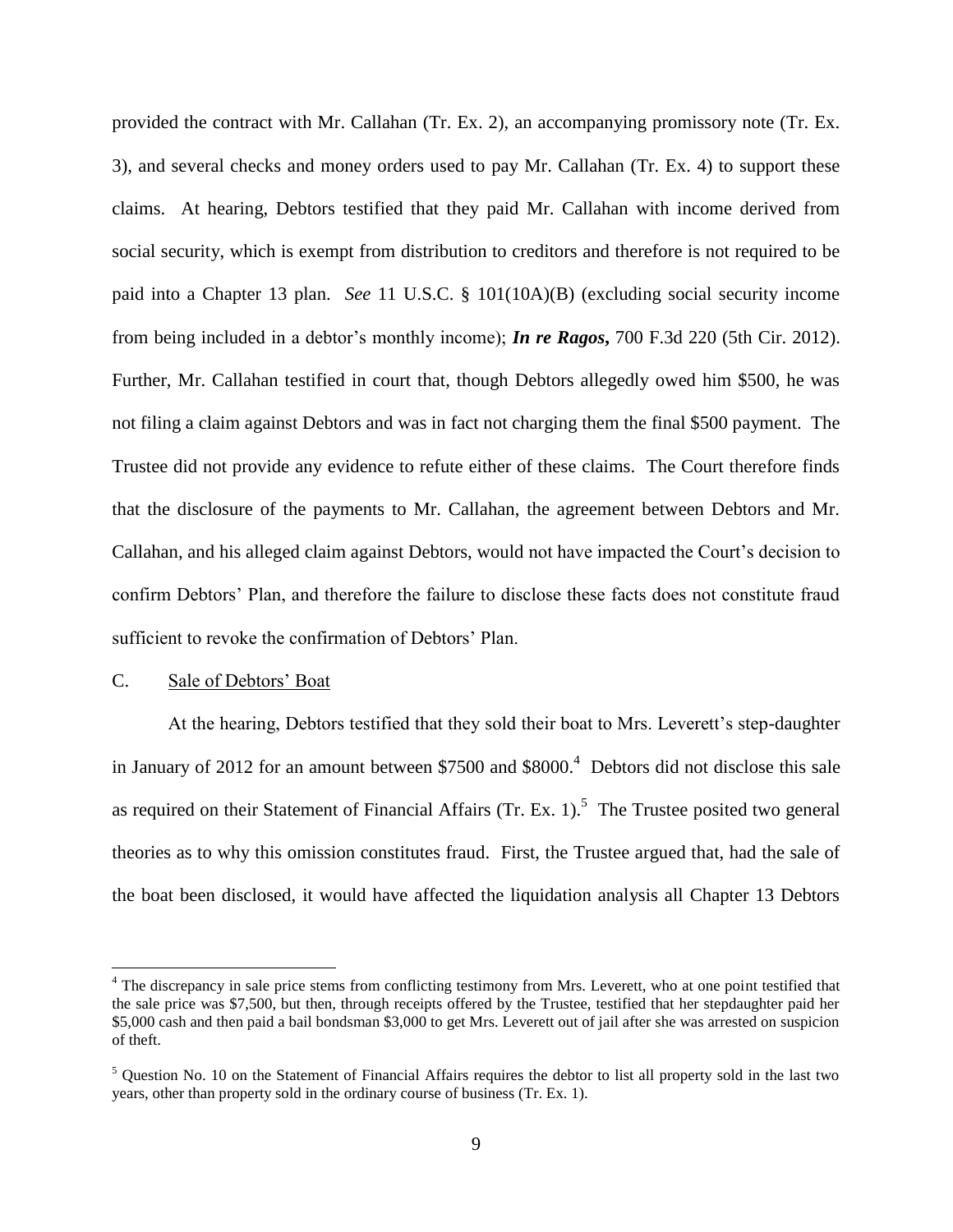provided the contract with Mr. Callahan (Tr. Ex. 2), an accompanying promissory note (Tr. Ex. 3), and several checks and money orders used to pay Mr. Callahan (Tr. Ex. 4) to support these claims. At hearing, Debtors testified that they paid Mr. Callahan with income derived from social security, which is exempt from distribution to creditors and therefore is not required to be paid into a Chapter 13 plan. *See* 11 U.S.C. § 101(10A)(B) (excluding social security income from being included in a debtor's monthly income); ***In re Ragos***, 700 F.3d 220 (5th Cir. 2012). Further, Mr. Callahan testified in court that, though Debtors allegedly owed him \$500, he was not filing a claim against Debtors and was in fact not charging them the final \$500 payment. The Trustee did not provide any evidence to refute either of these claims. The Court therefore finds that the disclosure of the payments to Mr. Callahan, the agreement between Debtors and Mr. Callahan, and his alleged claim against Debtors, would not have impacted the Court's decision to confirm Debtors' Plan, and therefore the failure to disclose these facts does not constitute fraud sufficient to revoke the confirmation of Debtors' Plan.

C. <u>Sale of Debtors' Boat</u>

At the hearing, Debtors testified that they sold their boat to Mrs. Leverett's step-daughter in January of 2012 for an amount between \$7500 and \$8000.[4] Debtors did not disclose this sale as required on their Statement of Financial Affairs (Tr. Ex. 1).[5] The Trustee posited two general theories as to why this omission constitutes fraud. First, the Trustee argued that, had the sale of the boat been disclosed, it would have affected the liquidation analysis all Chapter 13 Debtors

---

[4] The discrepancy in sale price stems from conflicting testimony from Mrs. Leverett, who at one point testified that the sale price was \$7,500, but then, through receipts offered by the Trustee, testified that her stepdaughter paid her \$5,000 cash and then paid a bail bondsman \$3,000 to get Mrs. Leverett out of jail after she was arrested on suspicion of theft.

[5] Question No. 10 on the Statement of Financial Affairs requires the debtor to list all property sold in the last two years, other than property sold in the ordinary course of business (Tr. Ex. 1).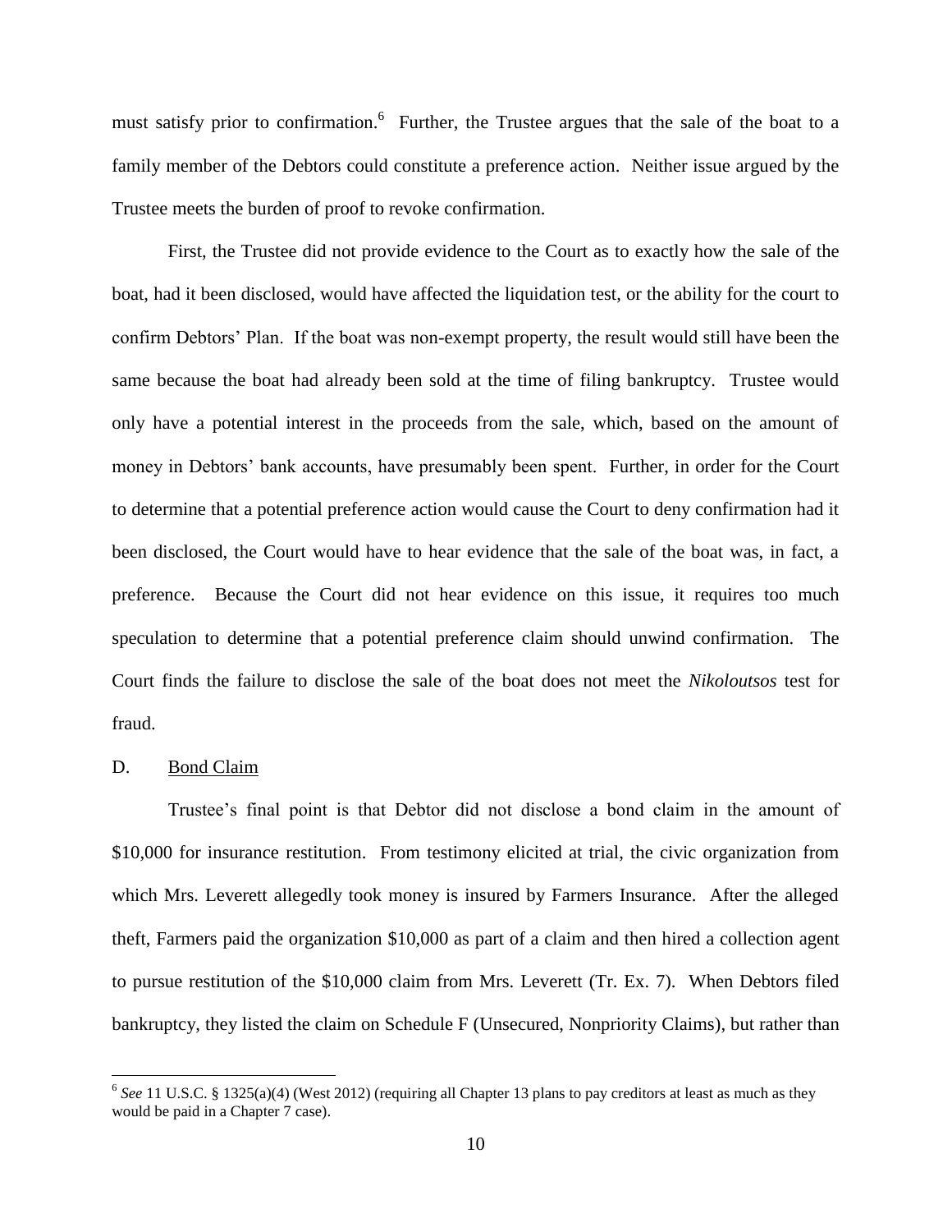must satisfy prior to confirmation.[6] Further, the Trustee argues that the sale of the boat to a family member of the Debtors could constitute a preference action. Neither issue argued by the Trustee meets the burden of proof to revoke confirmation.

First, the Trustee did not provide evidence to the Court as to exactly how the sale of the boat, had it been disclosed, would have affected the liquidation test, or the ability for the court to confirm Debtors' Plan. If the boat was non-exempt property, the result would still have been the same because the boat had already been sold at the time of filing bankruptcy. Trustee would only have a potential interest in the proceeds from the sale, which, based on the amount of money in Debtors' bank accounts, have presumably been spent. Further, in order for the Court to determine that a potential preference action would cause the Court to deny confirmation had it been disclosed, the Court would have to hear evidence that the sale of the boat was, in fact, a preference. Because the Court did not hear evidence on this issue, it requires too much speculation to determine that a potential preference claim should unwind confirmation. The Court finds the failure to disclose the sale of the boat does not meet the *Nikoloutsos* test for fraud.

D. Bond Claim

Trustee's final point is that Debtor did not disclose a bond claim in the amount of \$10,000 for insurance restitution. From testimony elicited at trial, the civic organization from which Mrs. Leverett allegedly took money is insured by Farmers Insurance. After the alleged theft, Farmers paid the organization \$10,000 as part of a claim and then hired a collection agent to pursue restitution of the \$10,000 claim from Mrs. Leverett (Tr. Ex. 7). When Debtors filed bankruptcy, they listed the claim on Schedule F (Unsecured, Nonpriority Claims), but rather than

---

[6] *See* 11 U.S.C. § 1325(a)(4) (West 2012) (requiring all Chapter 13 plans to pay creditors at least as much as they would be paid in a Chapter 7 case).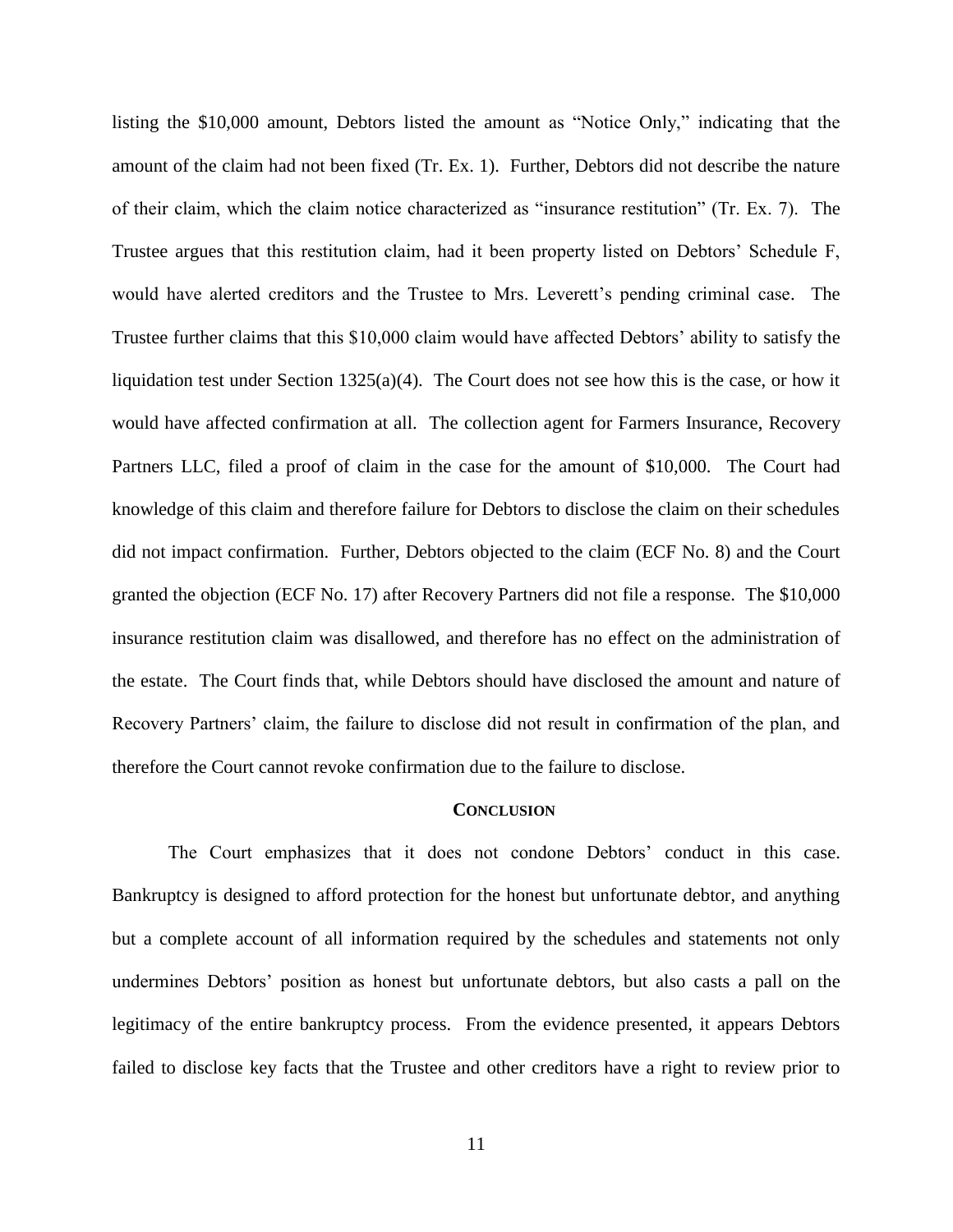listing the $10,000 amount, Debtors listed the amount as "Notice Only," indicating that the amount of the claim had not been fixed (Tr. Ex. 1). Further, Debtors did not describe the nature of their claim, which the claim notice characterized as "insurance restitution" (Tr. Ex. 7). The Trustee argues that this restitution claim, had it been property listed on Debtors' Schedule F, would have alerted creditors and the Trustee to Mrs. Leverett's pending criminal case. The Trustee further claims that this $10,000 claim would have affected Debtors' ability to satisfy the liquidation test under Section 1325(a)(4). The Court does not see how this is the case, or how it would have affected confirmation at all. The collection agent for Farmers Insurance, Recovery Partners LLC, filed a proof of claim in the case for the amount of $10,000. The Court had knowledge of this claim and therefore failure for Debtors to disclose the claim on their schedules did not impact confirmation. Further, Debtors objected to the claim (ECF No. 8) and the Court granted the objection (ECF No. 17) after Recovery Partners did not file a response. The $10,000 insurance restitution claim was disallowed, and therefore has no effect on the administration of the estate. The Court finds that, while Debtors should have disclosed the amount and nature of Recovery Partners' claim, the failure to disclose did not result in confirmation of the plan, and therefore the Court cannot revoke confirmation due to the failure to disclose.

## CONCLUSION

The Court emphasizes that it does not condone Debtors' conduct in this case. Bankruptcy is designed to afford protection for the honest but unfortunate debtor, and anything but a complete account of all information required by the schedules and statements not only undermines Debtors' position as honest but unfortunate debtors, but also casts a pall on the legitimacy of the entire bankruptcy process. From the evidence presented, it appears Debtors failed to disclose key facts that the Trustee and other creditors have a right to review prior to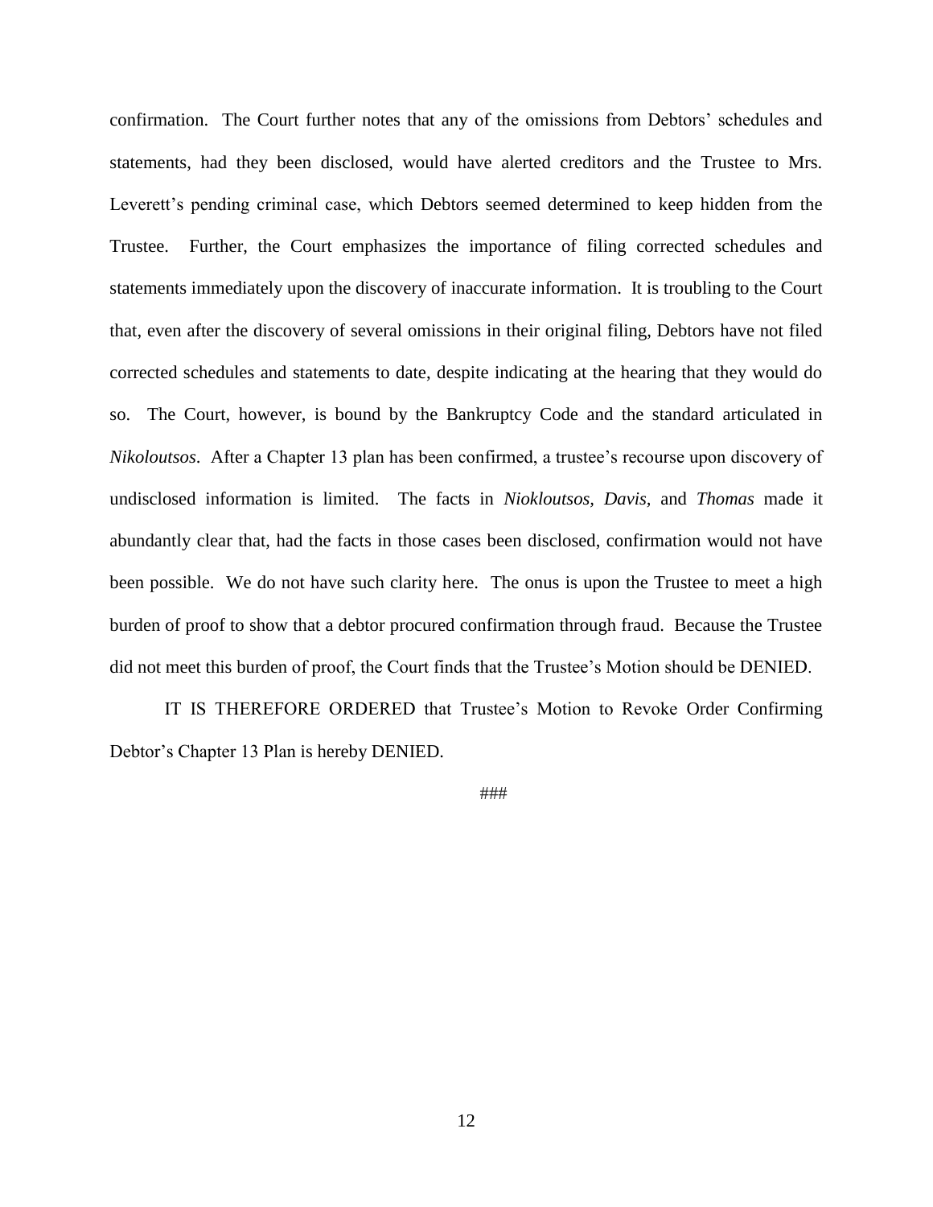confirmation. The Court further notes that any of the omissions from Debtors' schedules and statements, had they been disclosed, would have alerted creditors and the Trustee to Mrs. Leverett's pending criminal case, which Debtors seemed determined to keep hidden from the Trustee. Further, the Court emphasizes the importance of filing corrected schedules and statements immediately upon the discovery of inaccurate information. It is troubling to the Court that, even after the discovery of several omissions in their original filing, Debtors have not filed corrected schedules and statements to date, despite indicating at the hearing that they would do so. The Court, however, is bound by the Bankruptcy Code and the standard articulated in *Nikoloutsos*. After a Chapter 13 plan has been confirmed, a trustee's recourse upon discovery of undisclosed information is limited. The facts in *Niokloutsos*, *Davis,* and *Thomas* made it abundantly clear that, had the facts in those cases been disclosed, confirmation would not have been possible. We do not have such clarity here. The onus is upon the Trustee to meet a high burden of proof to show that a debtor procured confirmation through fraud. Because the Trustee did not meet this burden of proof, the Court finds that the Trustee's Motion should be DENIED.

IT IS THEREFORE ORDERED that Trustee's Motion to Revoke Order Confirming Debtor's Chapter 13 Plan is hereby DENIED.

###